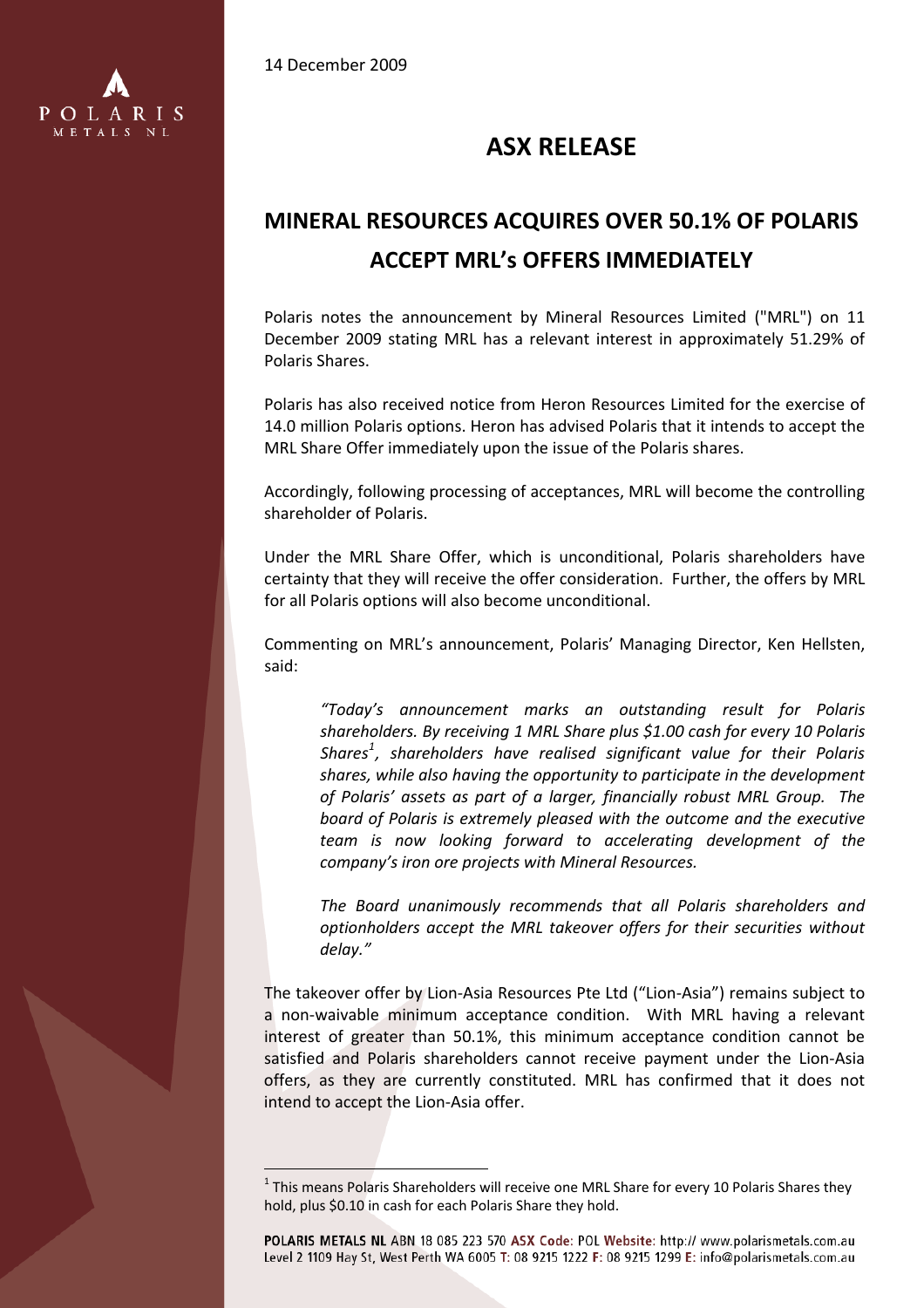14 December 2009

# ASX RELEASE

## MINERAL RESOURCES ACQUIRES OVER 50.1% OF POLARIS ACCEPT MRL's OFFERS IMMEDIATELY

Polaris notes the announcement by Mineral Resources Limited ("MRL") on 11 December 2009 stating MRL has a relevant interest in approximately 51.29% of Polaris Shares.

Polaris has also received notice from Heron Resources Limited for the exercise of 14.0 million Polaris options. Heron has advised Polaris that it intends to accept the MRL Share Offer immediately upon the issue of the Polaris shares.

Accordingly, following processing of acceptances, MRL will become the controlling shareholder of Polaris.

Under the MRL Share Offer, which is unconditional, Polaris shareholders have certainty that they will receive the offer consideration. Further, the offers by MRL for all Polaris options will also become unconditional.

Commenting on MRL's announcement, Polaris' Managing Director, Ken Hellsten, said:

> *"Today's announcement marks an outstanding result for Polaris shareholders. By receiving 1 MRL Share plus $1.00 cash for every 10 Polaris Shares[1], shareholders have realised significant value for their Polaris shares, while also having the opportunity to participate in the development of Polaris' assets as part of a larger, financially robust MRL Group. The board of Polaris is extremely pleased with the outcome and the executive team is now looking forward to accelerating development of the company's iron ore projects with Mineral Resources.*
>
> *The Board unanimously recommends that all Polaris shareholders and optionholders accept the MRL takeover offers for their securities without delay."*

The takeover offer by Lion-Asia Resources Pte Ltd ("Lion-Asia") remains subject to a non-waivable minimum acceptance condition. With MRL having a relevant interest of greater than 50.1%, this minimum acceptance condition cannot be satisfied and Polaris shareholders cannot receive payment under the Lion-Asia offers, as they are currently constituted. MRL has confirmed that it does not intend to accept the Lion-Asia offer.

---

[1] This means Polaris Shareholders will receive one MRL Share for every 10 Polaris Shares they hold, plus $0.10 in cash for each Polaris Share they hold.

**POLARIS METALS NL** ABN 18 085 223 570 **ASX Code**: POL **Website**: http:// www.polarismetals.com.au
Level 2 1109 Hay St, West Perth WA 6005 **T**: 08 9215 1222 **F**: 08 9215 1299 **E**: info@polarismetals.com.au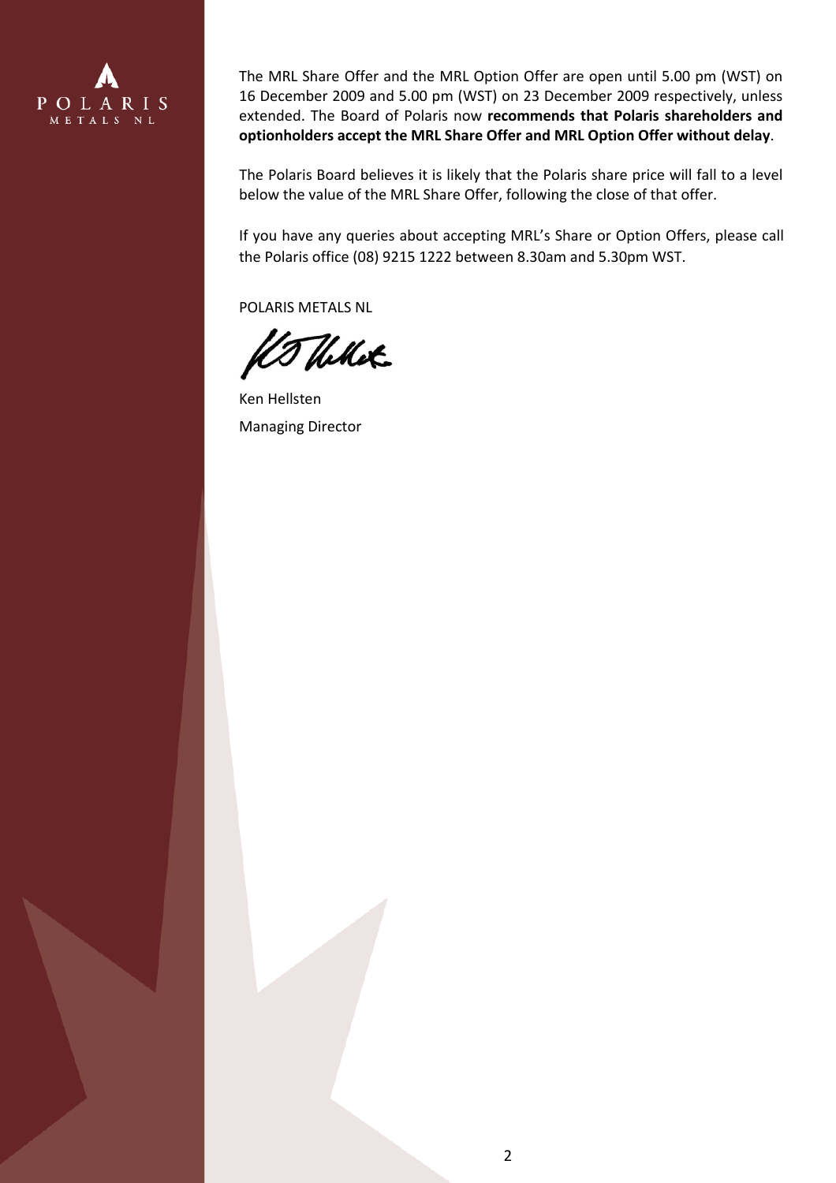The MRL Share Offer and the MRL Option Offer are open until 5.00 pm (WST) on 16 December 2009 and 5.00 pm (WST) on 23 December 2009 respectively, unless extended. The Board of Polaris now **recommends that Polaris shareholders and optionholders accept the MRL Share Offer and MRL Option Offer without delay**.

The Polaris Board believes it is likely that the Polaris share price will fall to a level below the value of the MRL Share Offer, following the close of that offer.

If you have any queries about accepting MRL's Share or Option Offers, please call the Polaris office (08) 9215 1222 between 8.30am and 5.30pm WST.

POLARIS METALS NL

Ken Hellsten
Managing Director